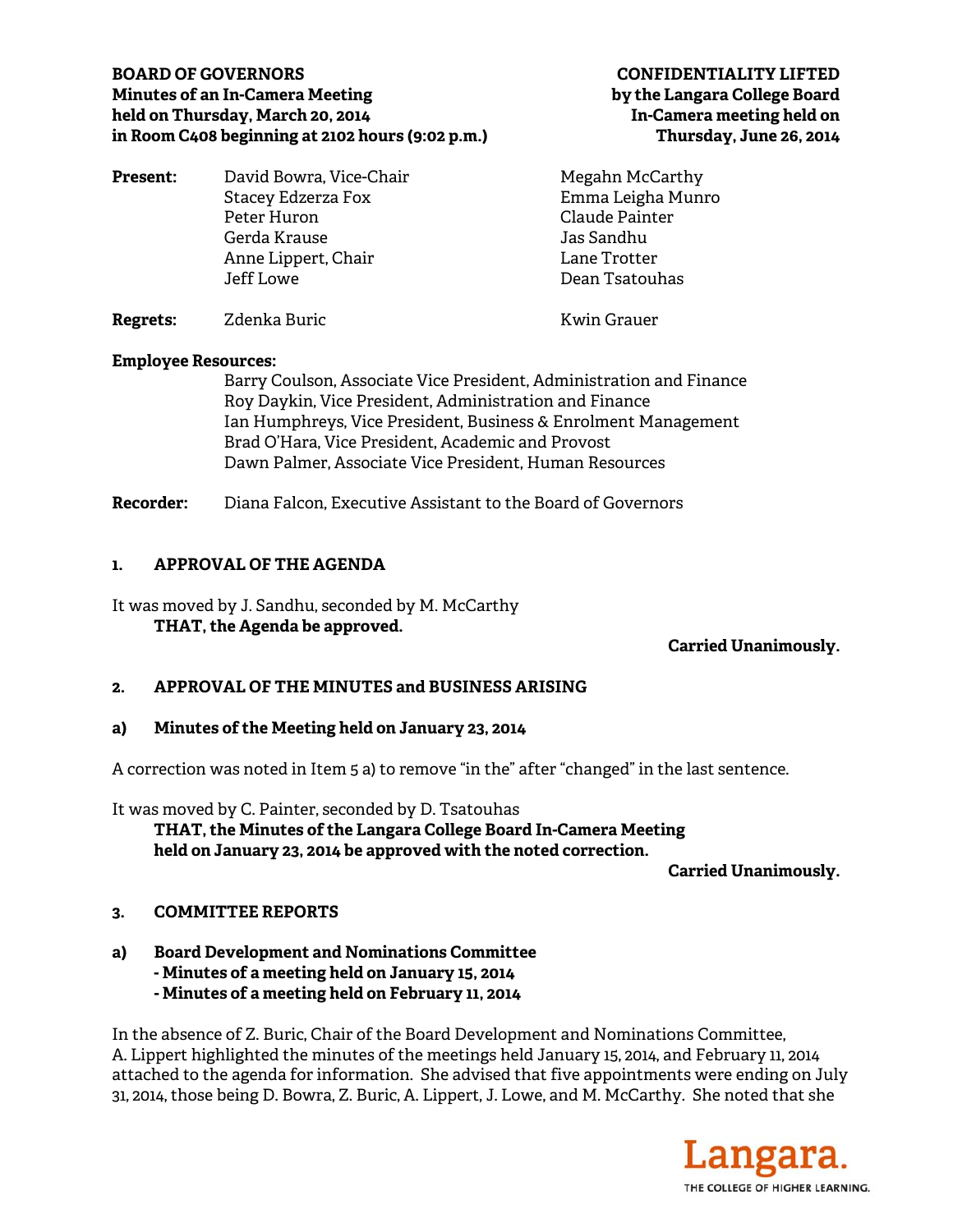**BOARD OF GOVERNORS**
**Minutes of an In-Camera Meeting**
**held on Thursday, March 20, 2014**
**in Room C408 beginning at 2102 hours (9:02 p.m.)**

**CONFIDENTIALITY LIFTED**
**by the Langara College Board**
**In-Camera meeting held on**
**Thursday, June 26, 2014**

**Present:**

David Bowra, Vice-Chair
Stacey Edzerza Fox
Peter Huron
Gerda Krause
Anne Lippert, Chair
Jeff Lowe
Megahn McCarthy
Emma Leigha Munro
Claude Painter
Jas Sandhu
Lane Trotter
Dean Tsatouhas

**Regrets:** Zdenka Buric, Kwin Grauer

**Employee Resources:**

Barry Coulson, Associate Vice President, Administration and Finance
Roy Daykin, Vice President, Administration and Finance
Ian Humphreys, Vice President, Business & Enrolment Management
Brad O'Hara, Vice President, Academic and Provost
Dawn Palmer, Associate Vice President, Human Resources

**Recorder:** Diana Falcon, Executive Assistant to the Board of Governors

## 1. APPROVAL OF THE AGENDA

It was moved by J. Sandhu, seconded by M. McCarthy
**THAT, the Agenda be approved.**

**Carried Unanimously.**

## 2. APPROVAL OF THE MINUTES and BUSINESS ARISING

### a) Minutes of the Meeting held on January 23, 2014

A correction was noted in Item 5 a) to remove "in the" after "changed" in the last sentence.

It was moved by C. Painter, seconded by D. Tsatouhas
**THAT, the Minutes of the Langara College Board In-Camera Meeting held on January 23, 2014 be approved with the noted correction.**

**Carried Unanimously.**

## 3. COMMITTEE REPORTS

### a) Board Development and Nominations Committee
**- Minutes of a meeting held on January 15, 2014**
**- Minutes of a meeting held on February 11, 2014**

In the absence of Z. Buric, Chair of the Board Development and Nominations Committee, A. Lippert highlighted the minutes of the meetings held January 15, 2014, and February 11, 2014 attached to the agenda for information. She advised that five appointments were ending on July 31, 2014, those being D. Bowra, Z. Buric, A. Lippert, J. Lowe, and M. McCarthy. She noted that she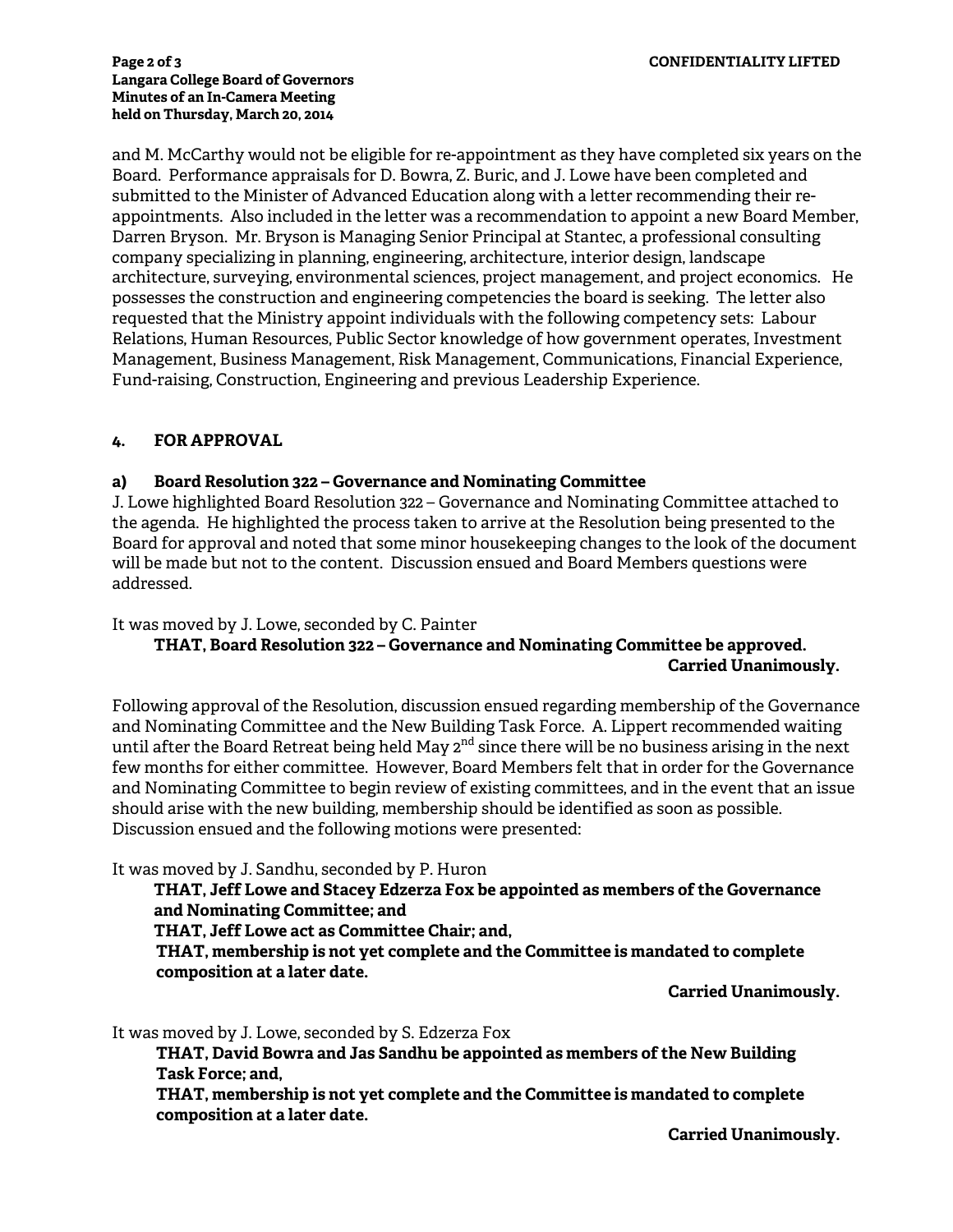and M. McCarthy would not be eligible for re-appointment as they have completed six years on the Board. Performance appraisals for D. Bowra, Z. Buric, and J. Lowe have been completed and submitted to the Minister of Advanced Education along with a letter recommending their re-appointments. Also included in the letter was a recommendation to appoint a new Board Member, Darren Bryson. Mr. Bryson is Managing Senior Principal at Stantec, a professional consulting company specializing in planning, engineering, architecture, interior design, landscape architecture, surveying, environmental sciences, project management, and project economics. He possesses the construction and engineering competencies the board is seeking. The letter also requested that the Ministry appoint individuals with the following competency sets: Labour Relations, Human Resources, Public Sector knowledge of how government operates, Investment Management, Business Management, Risk Management, Communications, Financial Experience, Fund-raising, Construction, Engineering and previous Leadership Experience.

## 4. FOR APPROVAL

### a) Board Resolution 322 – Governance and Nominating Committee

J. Lowe highlighted Board Resolution 322 – Governance and Nominating Committee attached to the agenda. He highlighted the process taken to arrive at the Resolution being presented to the Board for approval and noted that some minor housekeeping changes to the look of the document will be made but not to the content. Discussion ensued and Board Members questions were addressed.

It was moved by J. Lowe, seconded by C. Painter

> **THAT, Board Resolution 322 – Governance and Nominating Committee be approved.**
>
> **Carried Unanimously.**

Following approval of the Resolution, discussion ensued regarding membership of the Governance and Nominating Committee and the New Building Task Force. A. Lippert recommended waiting until after the Board Retreat being held May 2nd since there will be no business arising in the next few months for either committee. However, Board Members felt that in order for the Governance and Nominating Committee to begin review of existing committees, and in the event that an issue should arise with the new building, membership should be identified as soon as possible. Discussion ensued and the following motions were presented:

It was moved by J. Sandhu, seconded by P. Huron

> **THAT, Jeff Lowe and Stacey Edzerza Fox be appointed as members of the Governance and Nominating Committee; and**
>
> **THAT, Jeff Lowe act as Committee Chair; and,**
>
> **THAT, membership is not yet complete and the Committee is mandated to complete composition at a later date.**
>
> **Carried Unanimously.**

It was moved by J. Lowe, seconded by S. Edzerza Fox

> **THAT, David Bowra and Jas Sandhu be appointed as members of the New Building Task Force; and,**
>
> **THAT, membership is not yet complete and the Committee is mandated to complete composition at a later date.**
>
> **Carried Unanimously.**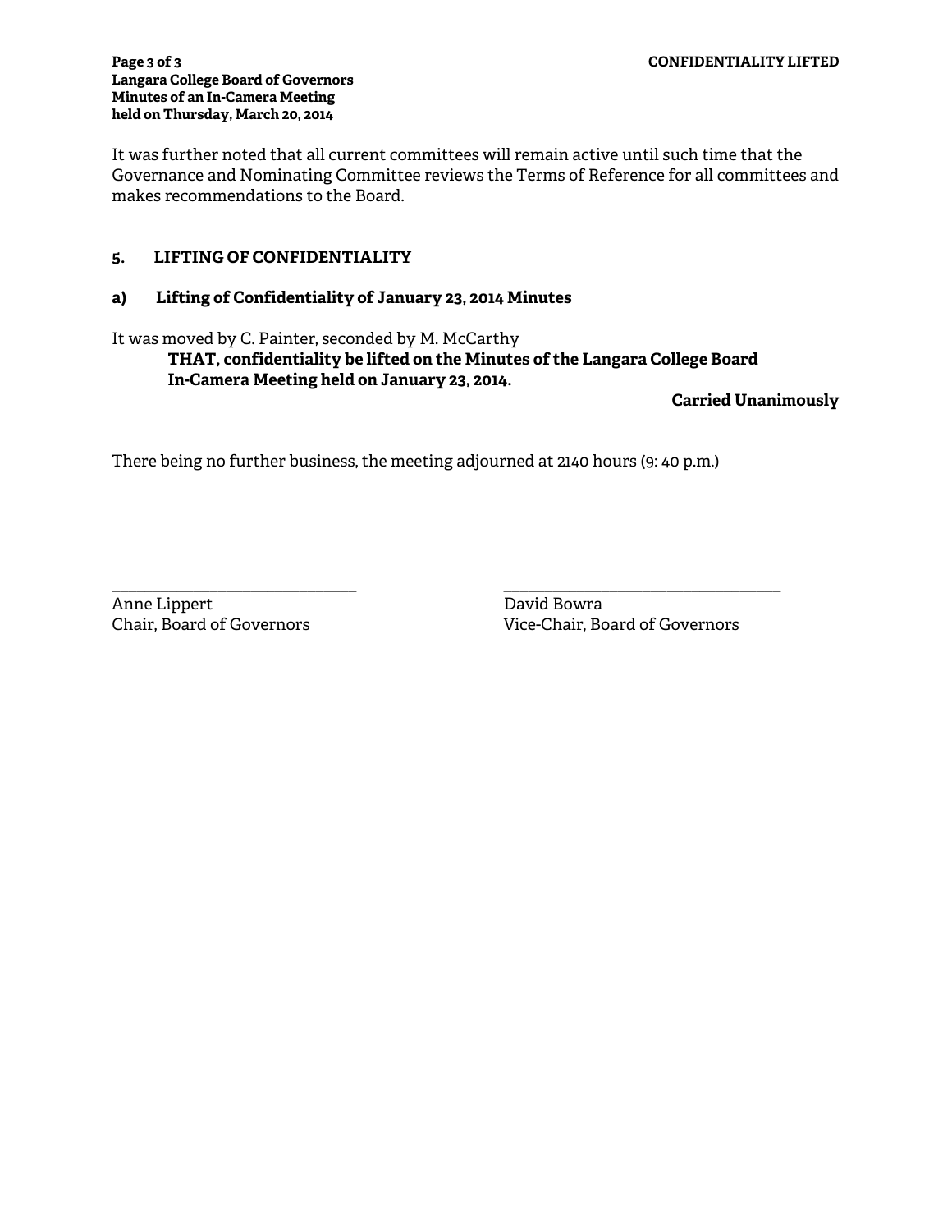It was further noted that all current committees will remain active until such time that the Governance and Nominating Committee reviews the Terms of Reference for all committees and makes recommendations to the Board.

## 5. LIFTING OF CONFIDENTIALITY

### a) Lifting of Confidentiality of January 23, 2014 Minutes

It was moved by C. Painter, seconded by M. McCarthy

> **THAT, confidentiality be lifted on the Minutes of the Langara College Board In-Camera Meeting held on January 23, 2014.**

**Carried Unanimously**

There being no further business, the meeting adjourned at 2140 hours (9: 40 p.m.)

\_\_\_\_\_\_\_\_\_\_\_\_\_\_\_\_\_\_\_\_\_\_\_\_\_\_\_\_\_\_
Anne Lippert
Chair, Board of Governors

\_\_\_\_\_\_\_\_\_\_\_\_\_\_\_\_\_\_\_\_\_\_\_\_\_\_\_\_\_\_
David Bowra
Vice-Chair, Board of Governors